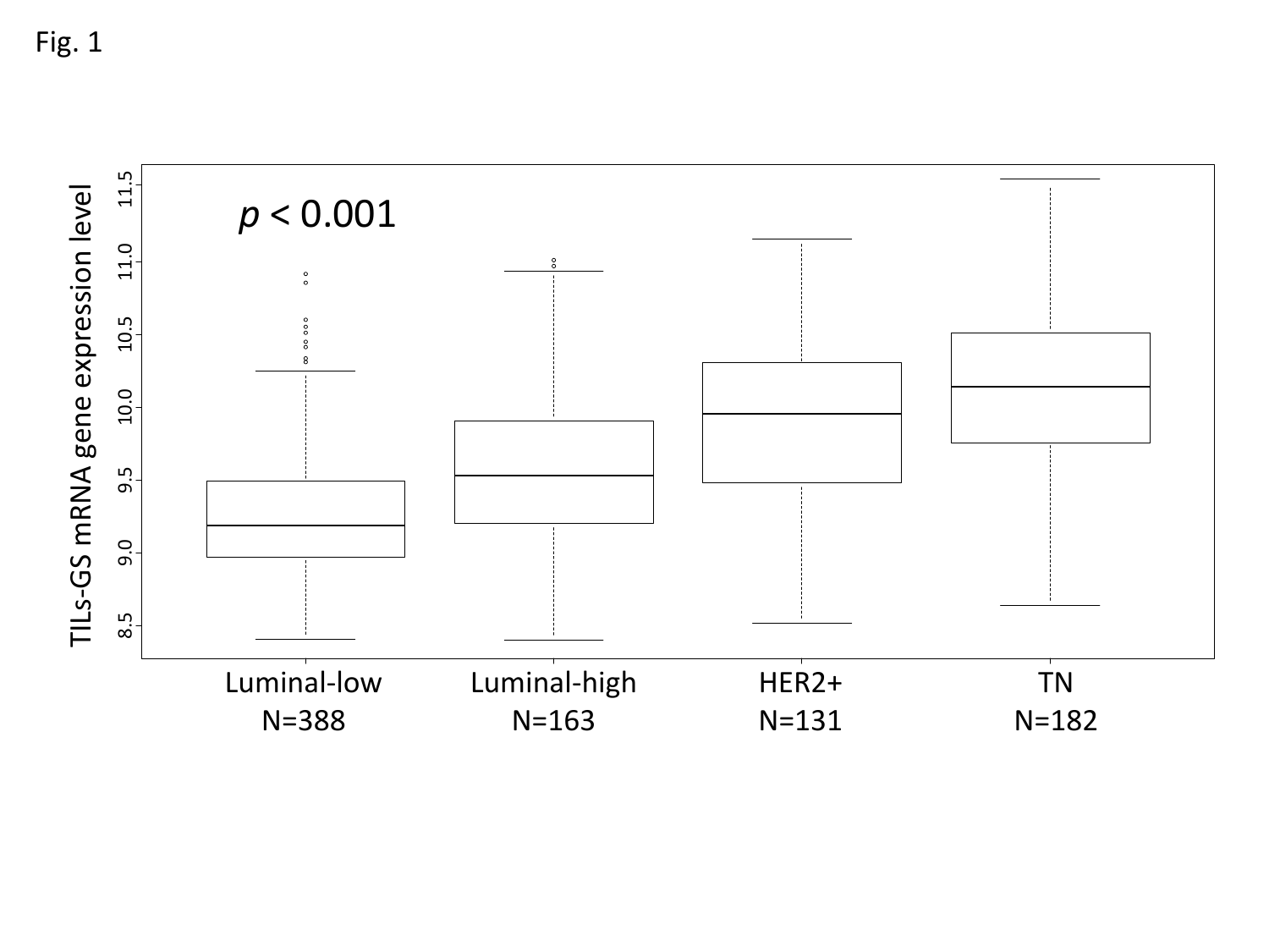Fig. 1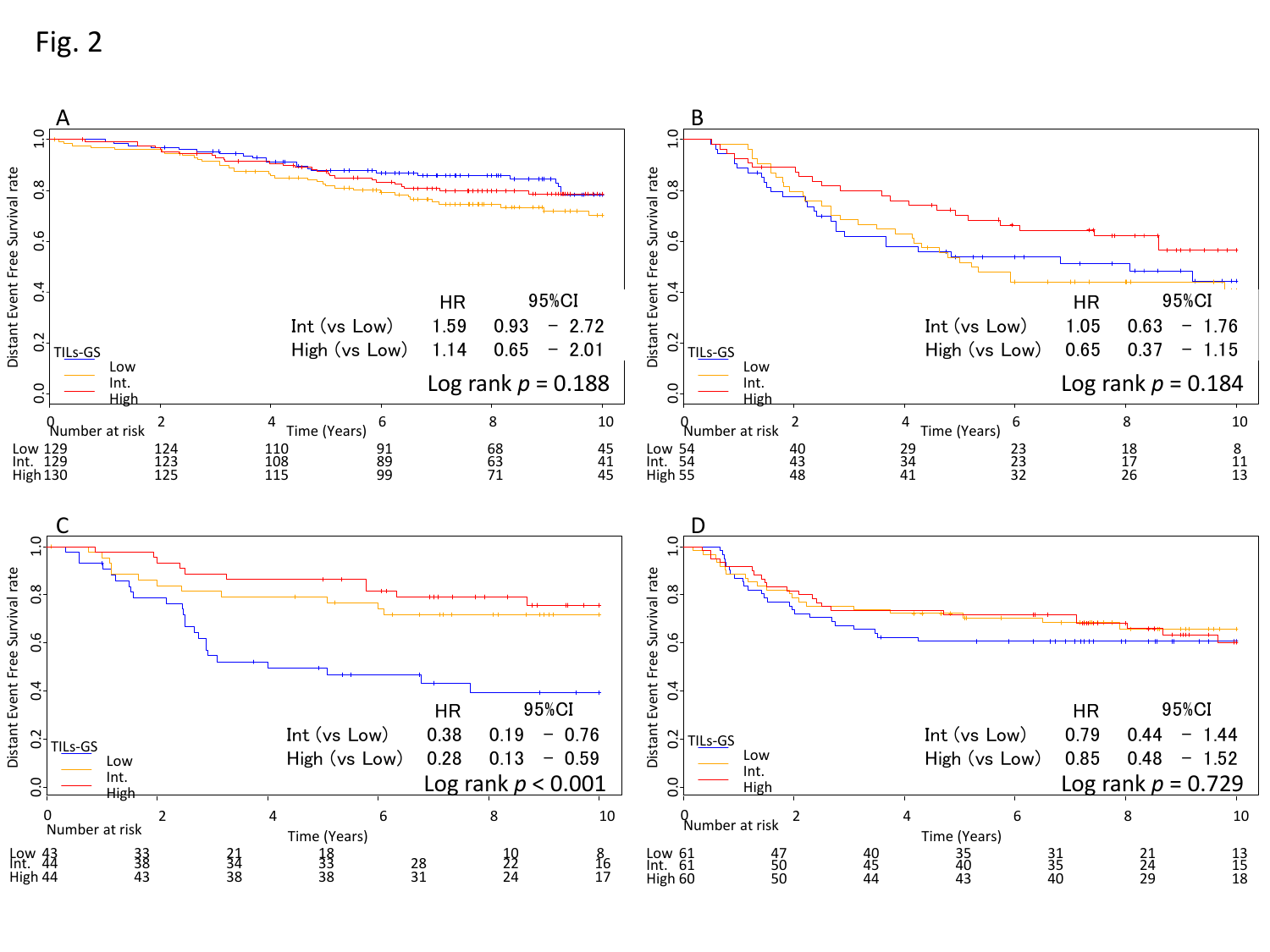Fig. 2

**A**

| | HR | 95%CI |
|---|---|---|
| Int (vs Low) | 1.59 | 0.93 – 2.72 |
| High (vs Low) | 1.14 | 0.65 – 2.01 |

Log rank $p = 0.188$

Number at risk

| Time (Years) | 0 | 2 | 4 | 6 | 8 | 10 |
|---|---|---|---|---|---|---|
| Low | 129 | 124 | 110 | 91 | 68 | 45 |
| Int. | 129 | 123 | 108 | 89 | 63 | 41 |
| High | 130 | 125 | 115 | 99 | 71 | 45 |

**B**

| | HR | 95%CI |
|---|---|---|
| Int (vs Low) | 1.05 | 0.63 – 1.76 |
| High (vs Low) | 0.65 | 0.37 – 1.15 |

Log rank $p = 0.184$

Number at risk

| Time (Years) | 0 | 2 | 4 | 6 | 8 | 10 |
|---|---|---|---|---|---|---|
| Low | 54 | 40 | 29 | 23 | 18 | 8 |
| Int. | 54 | 43 | 34 | 23 | 17 | 11 |
| High | 55 | 48 | 41 | 32 | 26 | 13 |

**C**

| | HR | 95%CI |
|---|---|---|
| Int (vs Low) | 0.38 | 0.19 – 0.76 |
| High (vs Low) | 0.28 | 0.13 – 0.59 |

Log rank $p < 0.001$

Number at risk

| Time (Years) | 0 | | | | | | 10 |
|---|---|---|---|---|---|---|---|
| Low | 43 | 33 | 21 | 18 | | 10 | 8 |
| Int. | 44 | 38 | 34 | 33 | 28 | 22 | 16 |
| High | 44 | 43 | 38 | 38 | 31 | 24 | 17 |

**D**

| | HR | 95%CI |
|---|---|---|
| Int (vs Low) | 0.79 | 0.44 – 1.44 |
| High (vs Low) | 0.85 | 0.48 – 1.52 |

Log rank $p = 0.729$

Number at risk

| Time (Years) | 0 | | | | | | 10 |
|---|---|---|---|---|---|---|---|
| Low | 61 | 47 | 40 | 35 | 31 | 21 | 13 |
| Int. | 61 | 50 | 45 | 40 | 35 | 24 | 15 |
| High | 60 | 50 | 44 | 43 | 40 | 29 | 18 |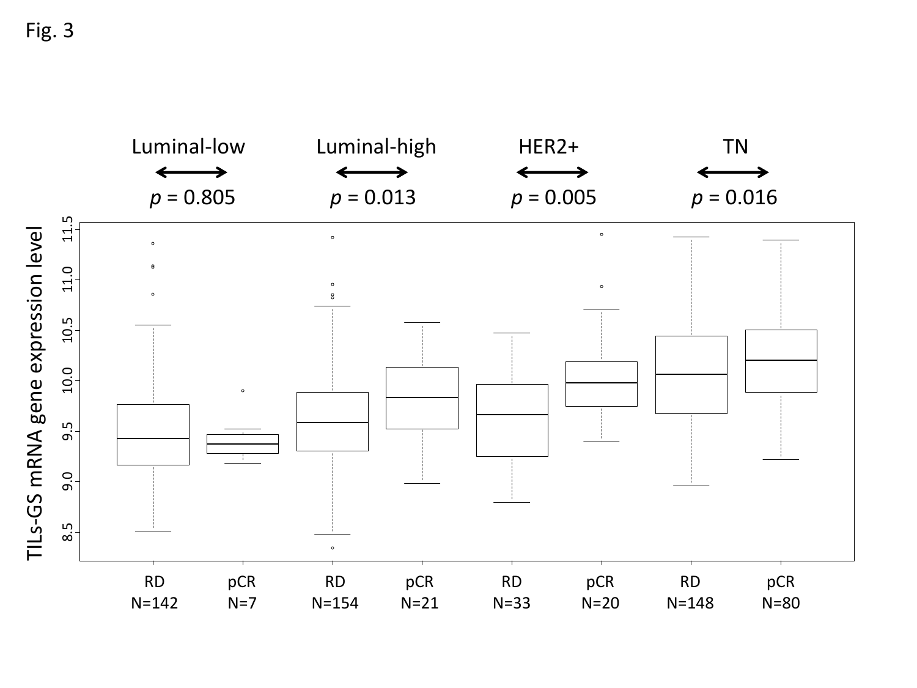Fig. 3

Luminal-low — $p$ = 0.805

Luminal-high — $p$ = 0.013

HER2+ — $p$ = 0.005

TN — $p$ = 0.016

TILs-GS mRNA gene expression level

| RD | pCR | RD | pCR | RD | pCR | RD | pCR |
|---|---|---|---|---|---|---|---|
| N=142 | N=7 | N=154 | N=21 | N=33 | N=20 | N=148 | N=80 |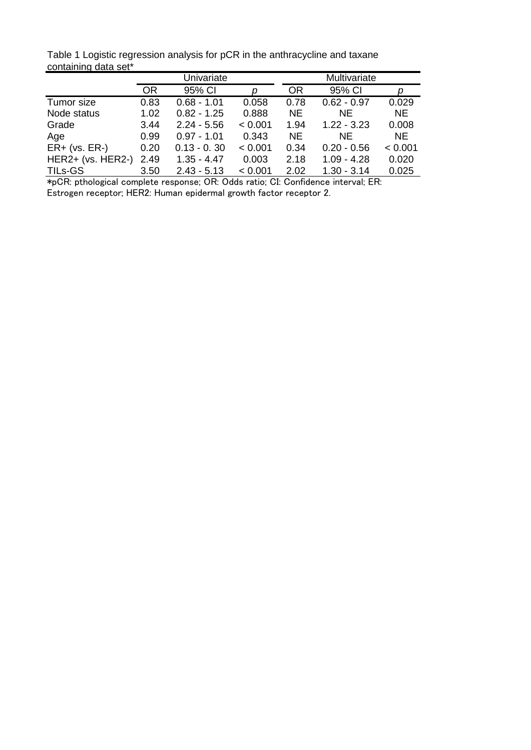Table 1 Logistic regression analysis for pCR in the anthracycline and taxane containing data set*

| | Univariate | | | Multivariate | | |
|---|---|---|---|---|---|---|
| | OR | 95% CI | *p* | OR | 95% CI | *p* |
| Tumor size | 0.83 | 0.68 - 1.01 | 0.058 | 0.78 | 0.62 - 0.97 | 0.029 |
| Node status | 1.02 | 0.82 - 1.25 | 0.888 | NE | NE | NE |
| Grade | 3.44 | 2.24 - 5.56 | < 0.001 | 1.94 | 1.22 - 3.23 | 0.008 |
| Age | 0.99 | 0.97 - 1.01 | 0.343 | NE | NE | NE |
| ER+ (vs. ER-) | 0.20 | 0.13 - 0. 30 | < 0.001 | 0.34 | 0.20 - 0.56 | < 0.001 |
| HER2+ (vs. HER2-) | 2.49 | 1.35 - 4.47 | 0.003 | 2.18 | 1.09 - 4.28 | 0.020 |
| TILs-GS | 3.50 | 2.43 - 5.13 | < 0.001 | 2.02 | 1.30 - 3.14 | 0.025 |

*pCR: pthological complete response; OR: Odds ratio; CI: Confidence interval; ER: Estrogen receptor; HER2: Human epidermal growth factor receptor 2.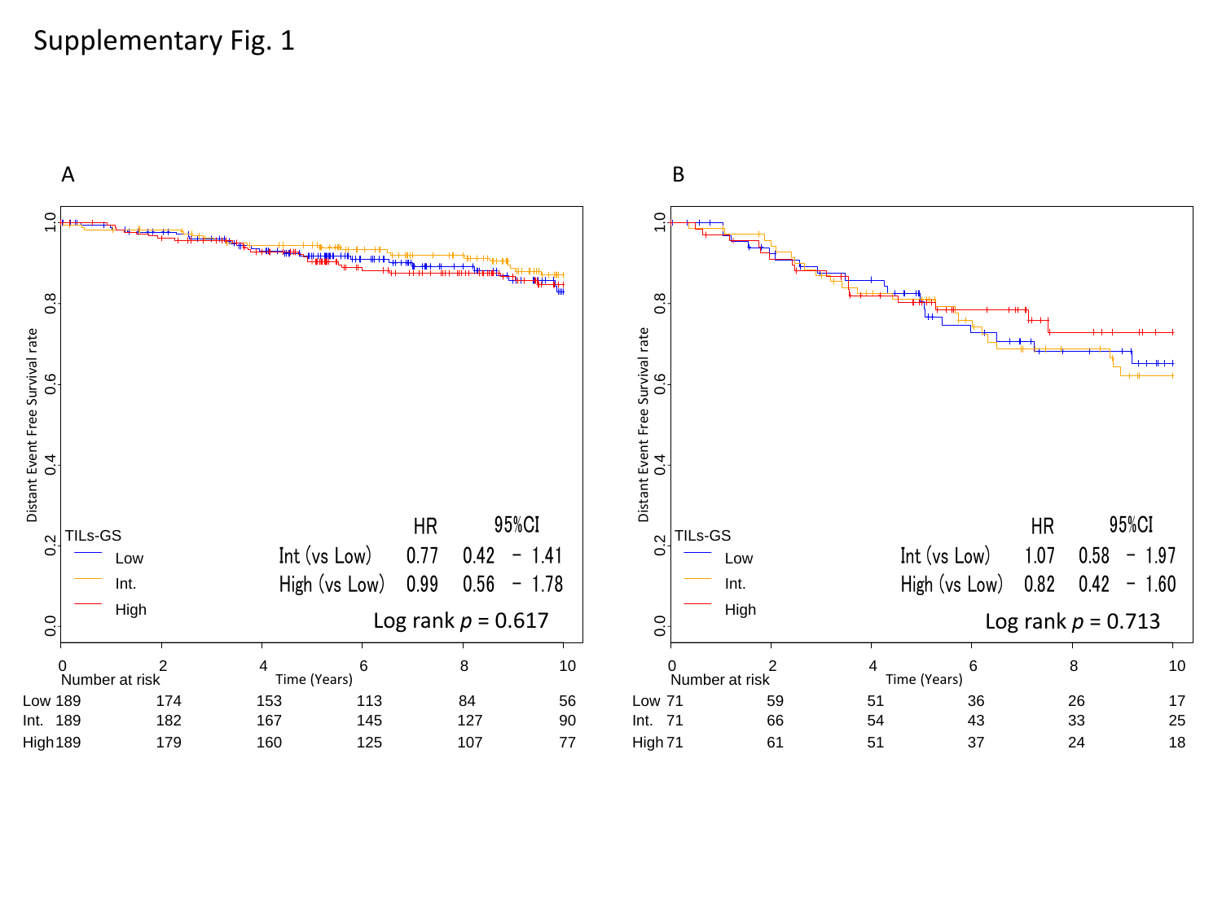Supplementary Fig. 1

A

TILs-GS

- Low
- Int.
- High

| | HR | 95%CI |
|---|---|---|
| Int (vs Low) | 0.77 | 0.42 - 1.41 |
| High (vs Low) | 0.99 | 0.56 - 1.78 |

Log rank $p$ = 0.617

Distant Event Free Survival rate

Time (Years)

Number at risk

| | 0 | 2 | 4 | 6 | 8 | 10 |
|---|---|---|---|---|---|---|
| Low | 189 | 174 | 153 | 113 | 84 | 56 |
| Int. | 189 | 182 | 167 | 145 | 127 | 90 |
| High | 189 | 179 | 160 | 125 | 107 | 77 |

B

TILs-GS

- Low
- Int.
- High

| | HR | 95%CI |
|---|---|---|
| Int (vs Low) | 1.07 | 0.58 - 1.97 |
| High (vs Low) | 0.82 | 0.42 - 1.60 |

Log rank $p$ = 0.713

Distant Event Free Survival rate

Time (Years)

Number at risk

| | 0 | 2 | 4 | 6 | 8 | 10 |
|---|---|---|---|---|---|---|
| Low | 71 | 59 | 51 | 36 | 26 | 17 |
| Int. | 71 | 66 | 54 | 43 | 33 | 25 |
| High | 71 | 61 | 51 | 37 | 24 | 18 |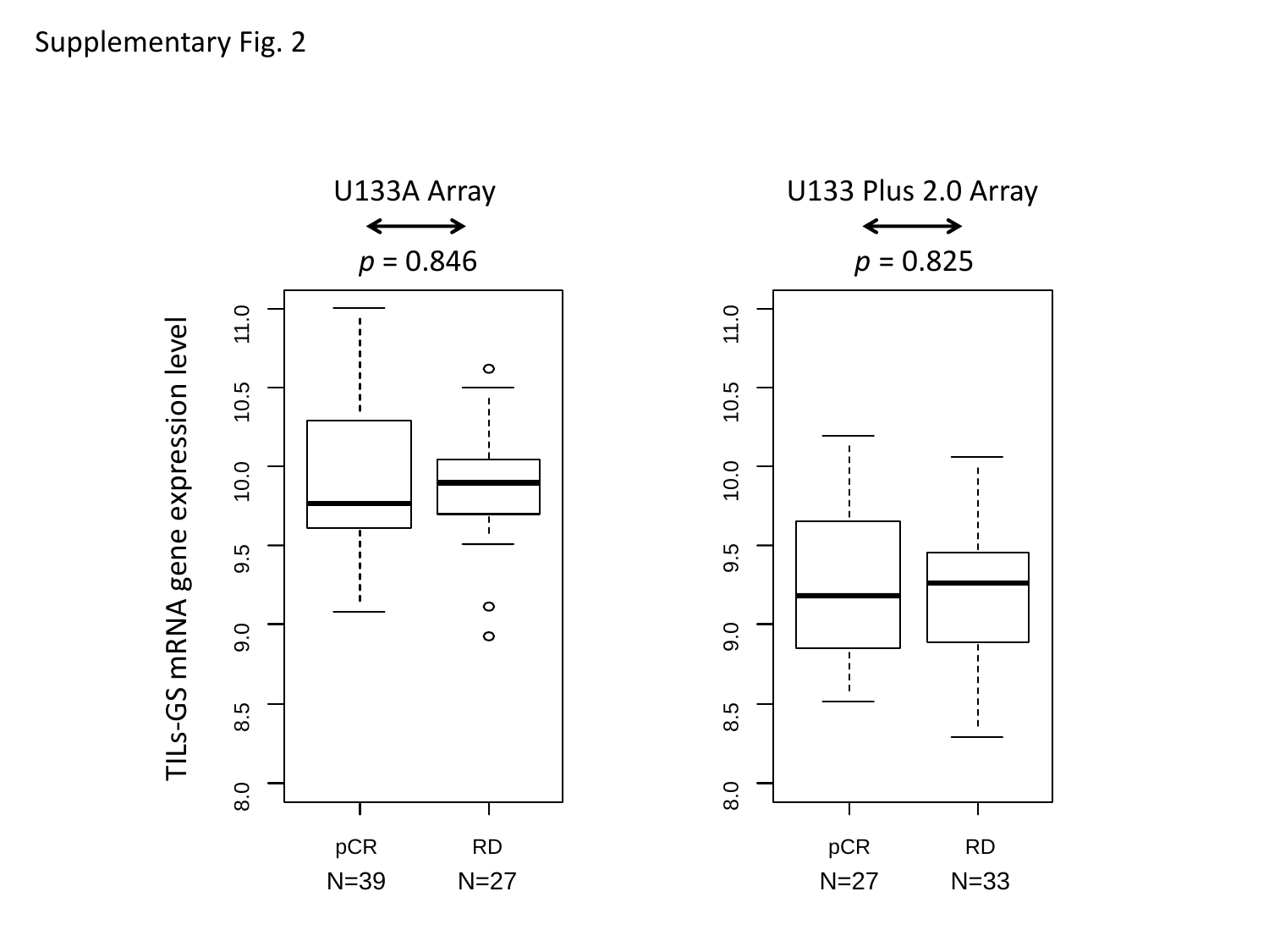Supplementary Fig. 2

U133A Array

*p* = 0.846

U133 Plus 2.0 Array

*p* = 0.825

TILs-GS mRNA gene expression level

pCR N=39 | RD N=27

pCR N=27 | RD N=33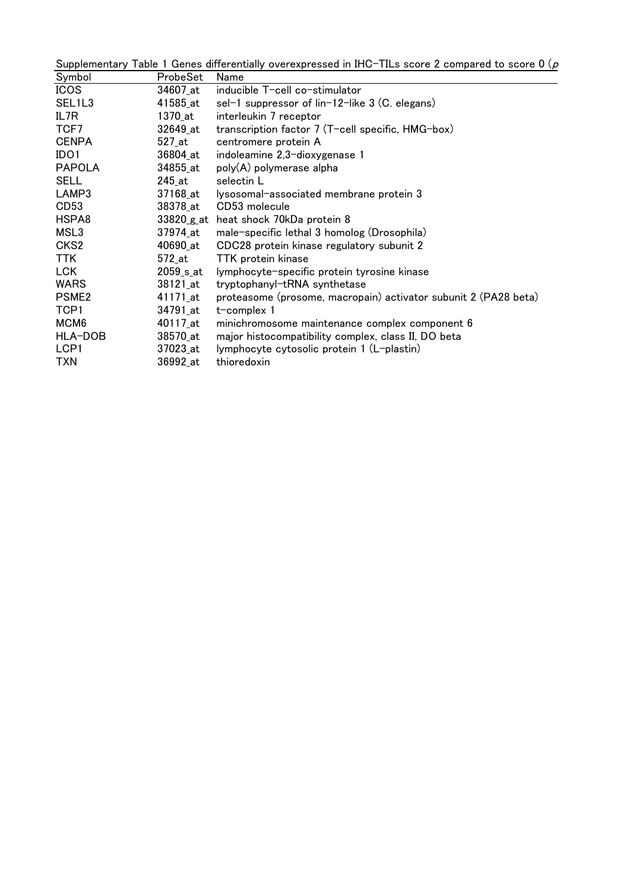Supplementary Table 1 Genes differentially overexpressed in IHC-TILs score 2 compared to score 0 (*p*

| Symbol | ProbeSet | Name |
|---|---|---|
| ICOS | 34607_at | inducible T-cell co-stimulator |
| SEL1L3 | 41585_at | sel-1 suppressor of lin-12-like 3 (C. elegans) |
| IL7R | 1370_at | interleukin 7 receptor |
| TCF7 | 32649_at | transcription factor 7 (T-cell specific, HMG-box) |
| CENPA | 527_at | centromere protein A |
| IDO1 | 36804_at | indoleamine 2,3-dioxygenase 1 |
| PAPOLA | 34855_at | poly(A) polymerase alpha |
| SELL | 245_at | selectin L |
| LAMP3 | 37168_at | lysosomal-associated membrane protein 3 |
| CD53 | 38378_at | CD53 molecule |
| HSPA8 | 33820_g_at | heat shock 70kDa protein 8 |
| MSL3 | 37974_at | male-specific lethal 3 homolog (Drosophila) |
| CKS2 | 40690_at | CDC28 protein kinase regulatory subunit 2 |
| TTK | 572_at | TTK protein kinase |
| LCK | 2059_s_at | lymphocyte-specific protein tyrosine kinase |
| WARS | 38121_at | tryptophanyl-tRNA synthetase |
| PSME2 | 41171_at | proteasome (prosome, macropain) activator subunit 2 (PA28 beta) |
| TCP1 | 34791_at | t-complex 1 |
| MCM6 | 40117_at | minichromosome maintenance complex component 6 |
| HLA-DOB | 38570_at | major histocompatibility complex, class II, DO beta |
| LCP1 | 37023_at | lymphocyte cytosolic protein 1 (L-plastin) |
| TXN | 36992_at | thioredoxin |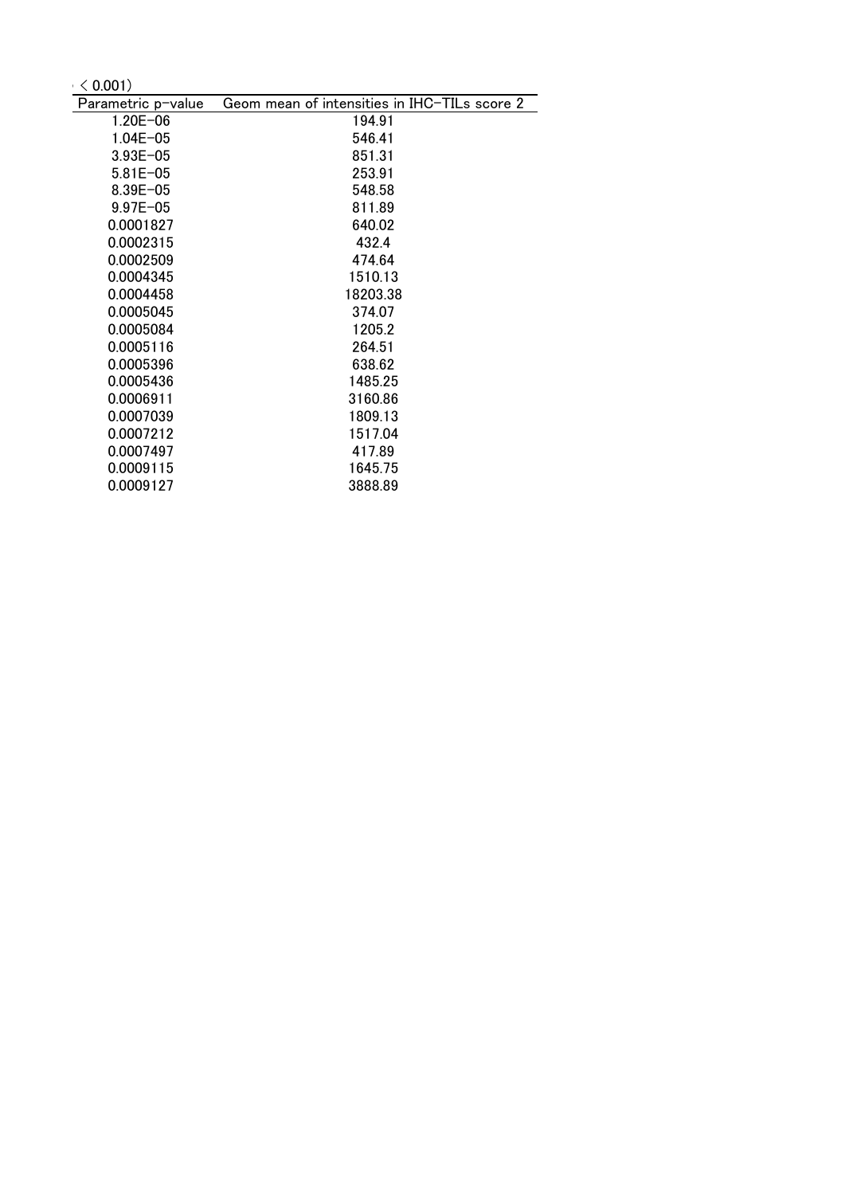< 0.001)

| Parametric p-value | Geom mean of intensities in IHC-TILs score 2 |
|---|---|
| 1.20E-06 | 194.91 |
| 1.04E-05 | 546.41 |
| 3.93E-05 | 851.31 |
| 5.81E-05 | 253.91 |
| 8.39E-05 | 548.58 |
| 9.97E-05 | 811.89 |
| 0.0001827 | 640.02 |
| 0.0002315 | 432.4 |
| 0.0002509 | 474.64 |
| 0.0004345 | 1510.13 |
| 0.0004458 | 18203.38 |
| 0.0005045 | 374.07 |
| 0.0005084 | 1205.2 |
| 0.0005116 | 264.51 |
| 0.0005396 | 638.62 |
| 0.0005436 | 1485.25 |
| 0.0006911 | 3160.86 |
| 0.0007039 | 1809.13 |
| 0.0007212 | 1517.04 |
| 0.0007497 | 417.89 |
| 0.0009115 | 1645.75 |
| 0.0009127 | 3888.89 |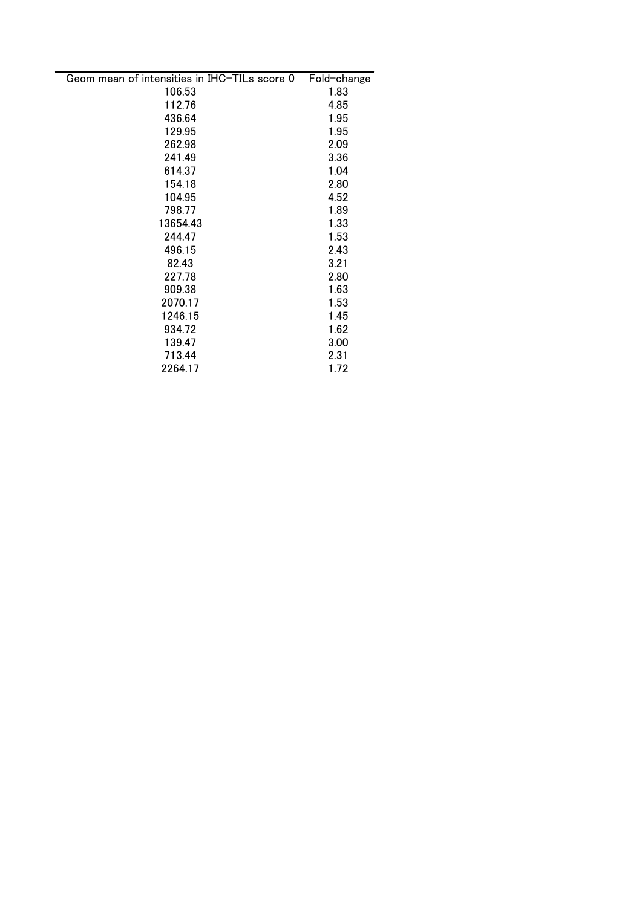| Geom mean of intensities in IHC-TILs score 0 | Fold-change |
|---|---|
| 106.53 | 1.83 |
| 112.76 | 4.85 |
| 436.64 | 1.95 |
| 129.95 | 1.95 |
| 262.98 | 2.09 |
| 241.49 | 3.36 |
| 614.37 | 1.04 |
| 154.18 | 2.80 |
| 104.95 | 4.52 |
| 798.77 | 1.89 |
| 13654.43 | 1.33 |
| 244.47 | 1.53 |
| 496.15 | 2.43 |
| 82.43 | 3.21 |
| 227.78 | 2.80 |
| 909.38 | 1.63 |
| 2070.17 | 1.53 |
| 1246.15 | 1.45 |
| 934.72 | 1.62 |
| 139.47 | 3.00 |
| 713.44 | 2.31 |
| 2264.17 | 1.72 |